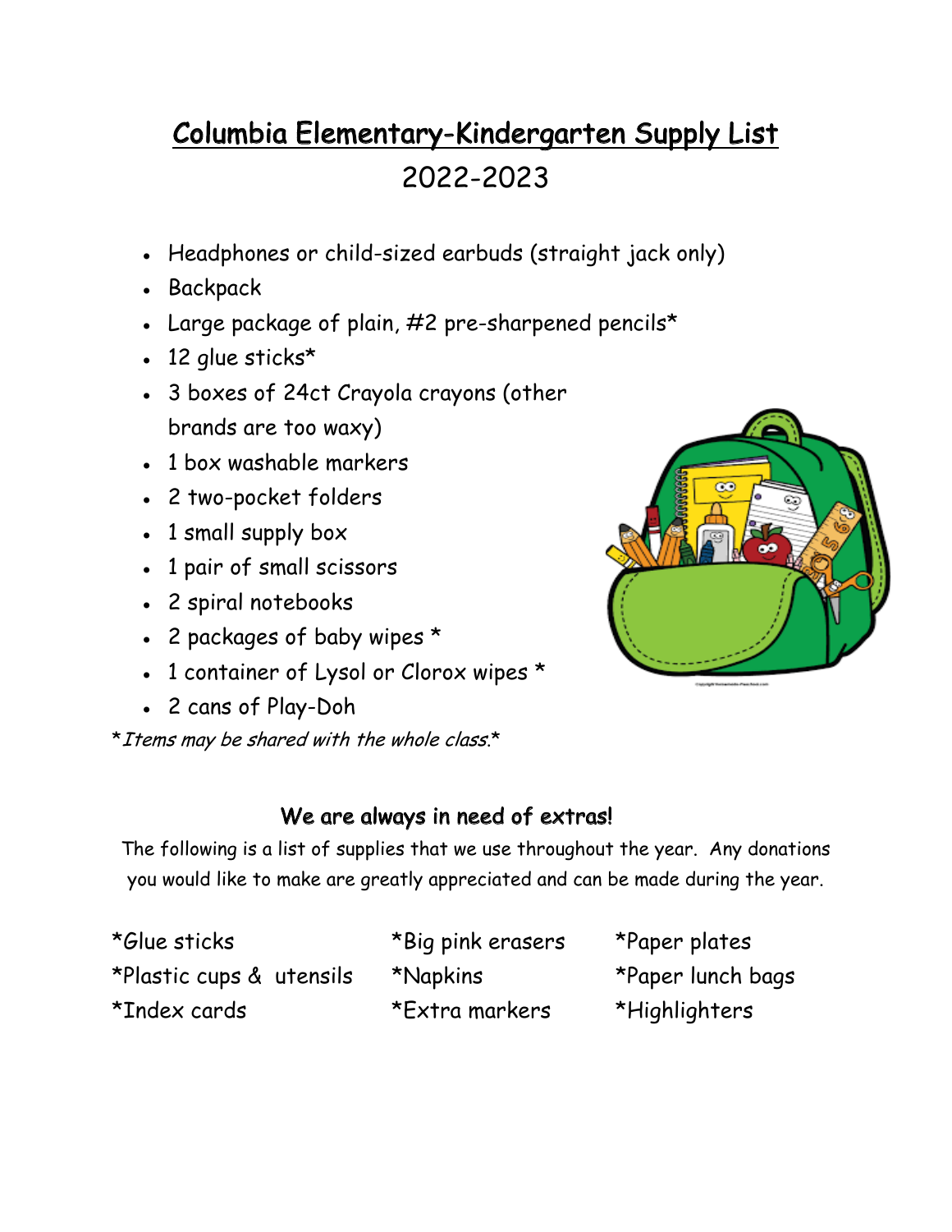# Columbia Elementary-Kindergarten Supply List

## 2022-2023

- Headphones or child-sized earbuds (straight jack only)
- Backpack
- Large package of plain, #2 pre-sharpened pencils*
- 12 glue sticks*
- 3 boxes of 24ct Crayola crayons (other brands are too waxy)
- 1 box washable markers
- 2 two-pocket folders
- 1 small supply box
- 1 pair of small scissors
- 2 spiral notebooks
- 2 packages of baby wipes *
- 1 container of Lysol or Clorox wipes *
- 2 cans of Play-Doh

**Items may be shared with the whole class.**

### We are always in need of extras!

The following is a list of supplies that we use throughout the year. Any donations you would like to make are greatly appreciated and can be made during the year.

*Glue sticks
*Plastic cups & utensils
*Index cards
*Big pink erasers
*Napkins
*Extra markers
*Paper plates
*Paper lunch bags
*Highlighters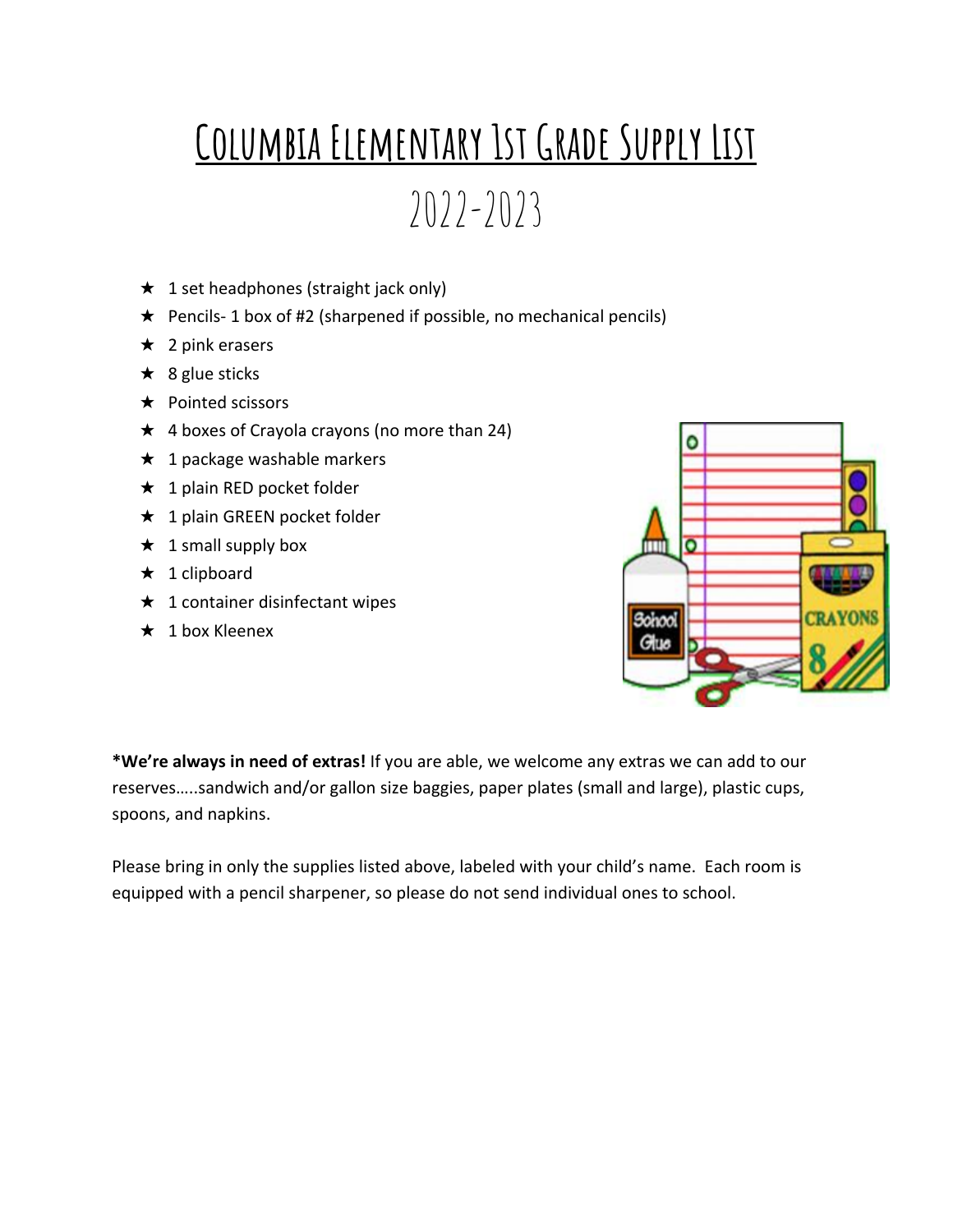# Columbia Elementary 1st Grade Supply List

## 2022-2023

- ★ 1 set headphones (straight jack only)
- ★ Pencils- 1 box of #2 (sharpened if possible, no mechanical pencils)
- ★ 2 pink erasers
- ★ 8 glue sticks
- ★ Pointed scissors
- ★ 4 boxes of Crayola crayons (no more than 24)
- ★ 1 package washable markers
- ★ 1 plain RED pocket folder
- ★ 1 plain GREEN pocket folder
- ★ 1 small supply box
- ★ 1 clipboard
- ★ 1 container disinfectant wipes
- ★ 1 box Kleenex

***We're always in need of extras!** If you are able, we welcome any extras we can add to our reserves…..sandwich and/or gallon size baggies, paper plates (small and large), plastic cups, spoons, and napkins.

Please bring in only the supplies listed above, labeled with your child's name. Each room is equipped with a pencil sharpener, so please do not send individual ones to school.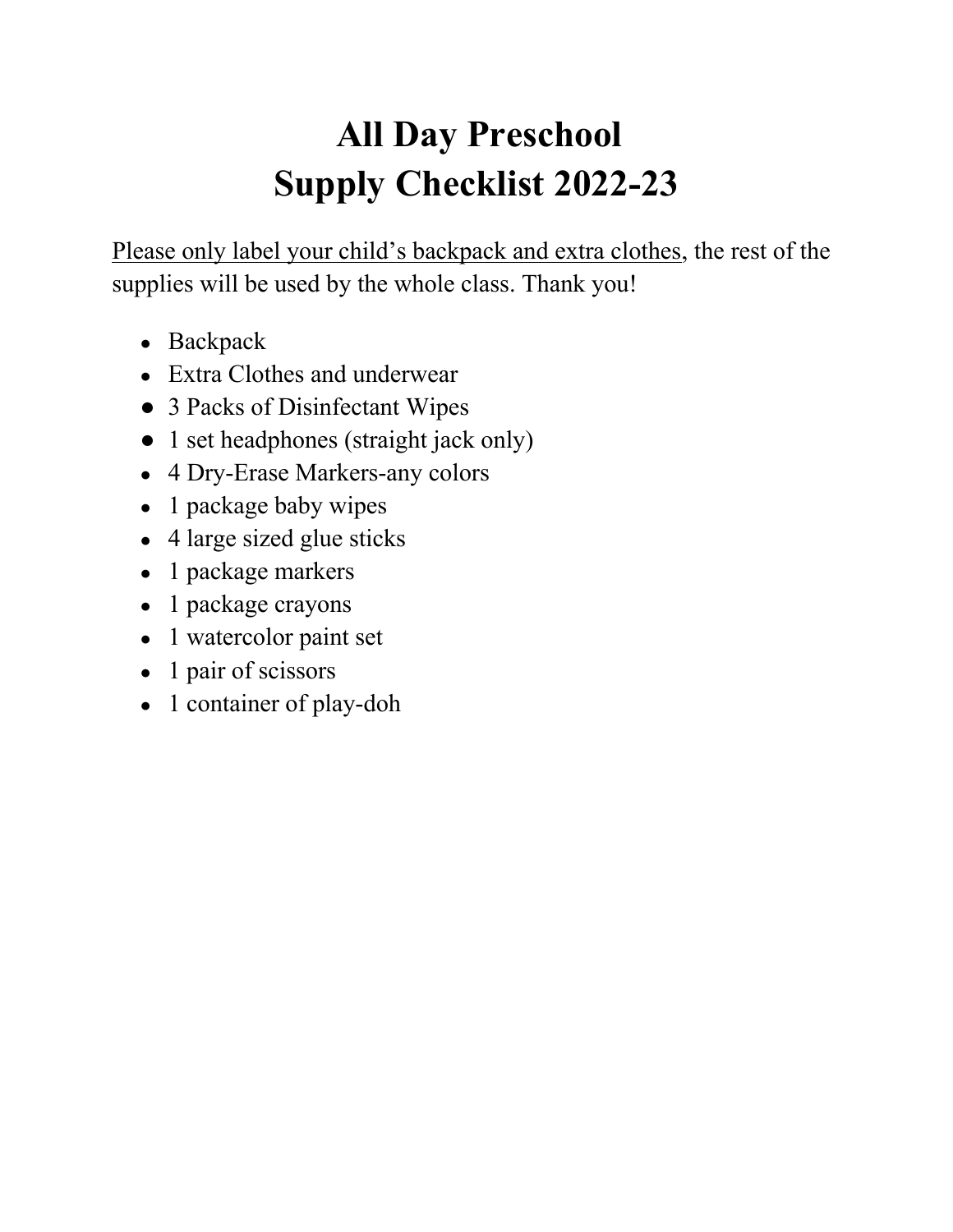# All Day Preschool
# Supply Checklist 2022-23

<u>Please only label your child's backpack and extra clothes</u>, the rest of the supplies will be used by the whole class. Thank you!

- Backpack
- Extra Clothes and underwear
- 3 Packs of Disinfectant Wipes
- 1 set headphones (straight jack only)
- 4 Dry-Erase Markers-any colors
- 1 package baby wipes
- 4 large sized glue sticks
- 1 package markers
- 1 package crayons
- 1 watercolor paint set
- 1 pair of scissors
- 1 container of play-doh